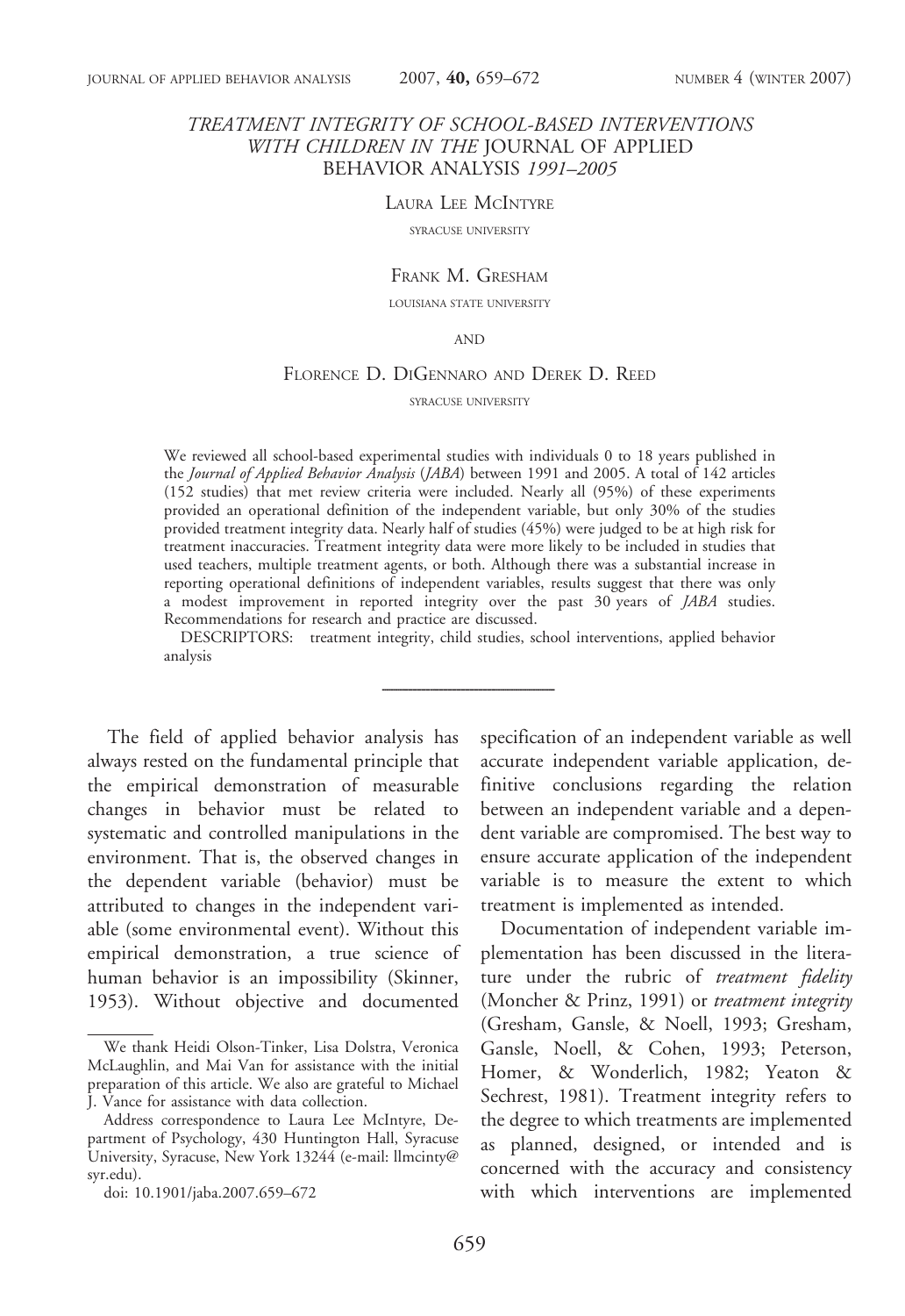# TREATMENT INTEGRITY OF SCHOOL-BASED INTERVENTIONS WITH CHILDREN IN THE JOURNAL OF APPLIED BEHAVIOR ANALYSIS *1991–2005*

Laura Lee McIntyre

SYRACUSE UNIVERSITY

Frank M. Gresham

LOUISIANA STATE UNIVERSITY

AND

Florence D. DiGennaro and Derek D. Reed

SYRACUSE UNIVERSITY

We reviewed all school-based experimental studies with individuals 0 to 18 years published in the *Journal of Applied Behavior Analysis* (*JABA*) between 1991 and 2005. A total of 142 articles (152 studies) that met review criteria were included. Nearly all (95%) of these experiments provided an operational definition of the independent variable, but only 30% of the studies provided treatment integrity data. Nearly half of studies (45%) were judged to be at high risk for treatment inaccuracies. Treatment integrity data were more likely to be included in studies that used teachers, multiple treatment agents, or both. Although there was a substantial increase in reporting operational definitions of independent variables, results suggest that there was only a modest improvement in reported integrity over the past 30 years of *JABA* studies. Recommendations for research and practice are discussed.

DESCRIPTORS: treatment integrity, child studies, school interventions, applied behavior analysis

---

The field of applied behavior analysis has always rested on the fundamental principle that the empirical demonstration of measurable changes in behavior must be related to systematic and controlled manipulations in the environment. That is, the observed changes in the dependent variable (behavior) must be attributed to changes in the independent variable (some environmental event). Without this empirical demonstration, a true science of human behavior is an impossibility (Skinner, 1953). Without objective and documented specification of an independent variable as well accurate independent variable application, definitive conclusions regarding the relation between an independent variable and a dependent variable are compromised. The best way to ensure accurate application of the independent variable is to measure the extent to which treatment is implemented as intended.

Documentation of independent variable implementation has been discussed in the literature under the rubric of *treatment fidelity* (Moncher & Prinz, 1991) or *treatment integrity* (Gresham, Gansle, & Noell, 1993; Gresham, Gansle, Noell, & Cohen, 1993; Peterson, Homer, & Wonderlich, 1982; Yeaton & Sechrest, 1981). Treatment integrity refers to the degree to which treatments are implemented as planned, designed, or intended and is concerned with the accuracy and consistency with which interventions are implemented

---

We thank Heidi Olson-Tinker, Lisa Dolstra, Veronica McLaughlin, and Mai Van for assistance with the initial preparation of this article. We also are grateful to Michael J. Vance for assistance with data collection.

Address correspondence to Laura Lee McIntyre, Department of Psychology, 430 Huntington Hall, Syracuse University, Syracuse, New York 13244 (e-mail: llmcinty@syr.edu).

doi: 10.1901/jaba.2007.659–672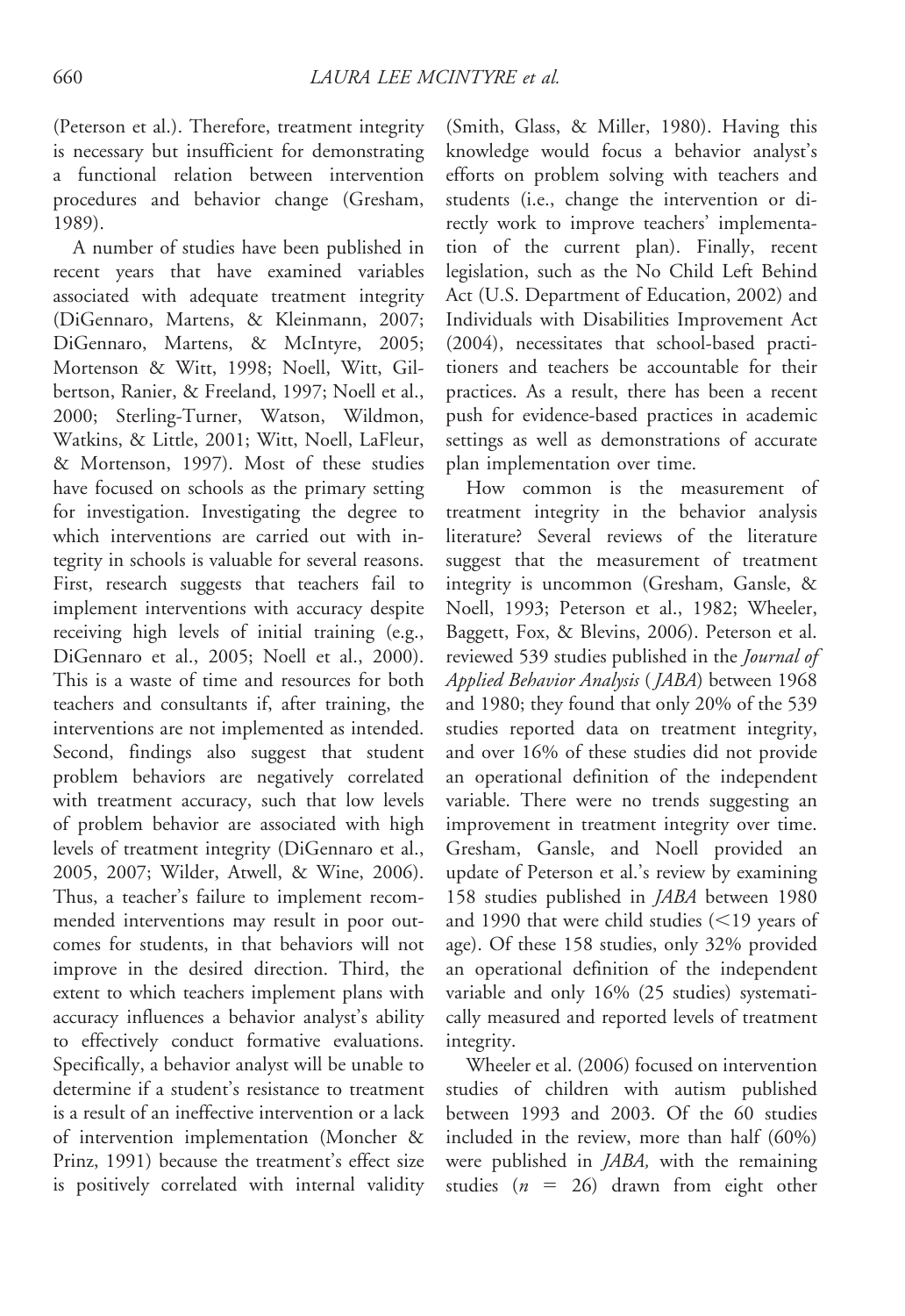(Peterson et al.). Therefore, treatment integrity is necessary but insufficient for demonstrating a functional relation between intervention procedures and behavior change (Gresham, 1989).

A number of studies have been published in recent years that have examined variables associated with adequate treatment integrity (DiGennaro, Martens, & Kleinmann, 2007; DiGennaro, Martens, & McIntyre, 2005; Mortenson & Witt, 1998; Noell, Witt, Gilbertson, Ranier, & Freeland, 1997; Noell et al., 2000; Sterling-Turner, Watson, Wildmon, Watkins, & Little, 2001; Witt, Noell, LaFleur, & Mortenson, 1997). Most of these studies have focused on schools as the primary setting for investigation. Investigating the degree to which interventions are carried out with integrity in schools is valuable for several reasons. First, research suggests that teachers fail to implement interventions with accuracy despite receiving high levels of initial training (e.g., DiGennaro et al., 2005; Noell et al., 2000). This is a waste of time and resources for both teachers and consultants if, after training, the interventions are not implemented as intended. Second, findings also suggest that student problem behaviors are negatively correlated with treatment accuracy, such that low levels of problem behavior are associated with high levels of treatment integrity (DiGennaro et al., 2005, 2007; Wilder, Atwell, & Wine, 2006). Thus, a teacher's failure to implement recommended interventions may result in poor outcomes for students, in that behaviors will not improve in the desired direction. Third, the extent to which teachers implement plans with accuracy influences a behavior analyst's ability to effectively conduct formative evaluations. Specifically, a behavior analyst will be unable to determine if a student's resistance to treatment is a result of an ineffective intervention or a lack of intervention implementation (Moncher & Prinz, 1991) because the treatment's effect size is positively correlated with internal validity (Smith, Glass, & Miller, 1980). Having this knowledge would focus a behavior analyst's efforts on problem solving with teachers and students (i.e., change the intervention or directly work to improve teachers' implementation of the current plan). Finally, recent legislation, such as the No Child Left Behind Act (U.S. Department of Education, 2002) and Individuals with Disabilities Improvement Act (2004), necessitates that school-based practitioners and teachers be accountable for their practices. As a result, there has been a recent push for evidence-based practices in academic settings as well as demonstrations of accurate plan implementation over time.

How common is the measurement of treatment integrity in the behavior analysis literature? Several reviews of the literature suggest that the measurement of treatment integrity is uncommon (Gresham, Gansle, & Noell, 1993; Peterson et al., 1982; Wheeler, Baggett, Fox, & Blevins, 2006). Peterson et al. reviewed 539 studies published in the *Journal of Applied Behavior Analysis* (*JABA*) between 1968 and 1980; they found that only 20% of the 539 studies reported data on treatment integrity, and over 16% of these studies did not provide an operational definition of the independent variable. There were no trends suggesting an improvement in treatment integrity over time. Gresham, Gansle, and Noell provided an update of Peterson et al.'s review by examining 158 studies published in *JABA* between 1980 and 1990 that were child studies (<19 years of age). Of these 158 studies, only 32% provided an operational definition of the independent variable and only 16% (25 studies) systematically measured and reported levels of treatment integrity.

Wheeler et al. (2006) focused on intervention studies of children with autism published between 1993 and 2003. Of the 60 studies included in the review, more than half (60%) were published in *JABA,* with the remaining studies ($n$ = 26) drawn from eight other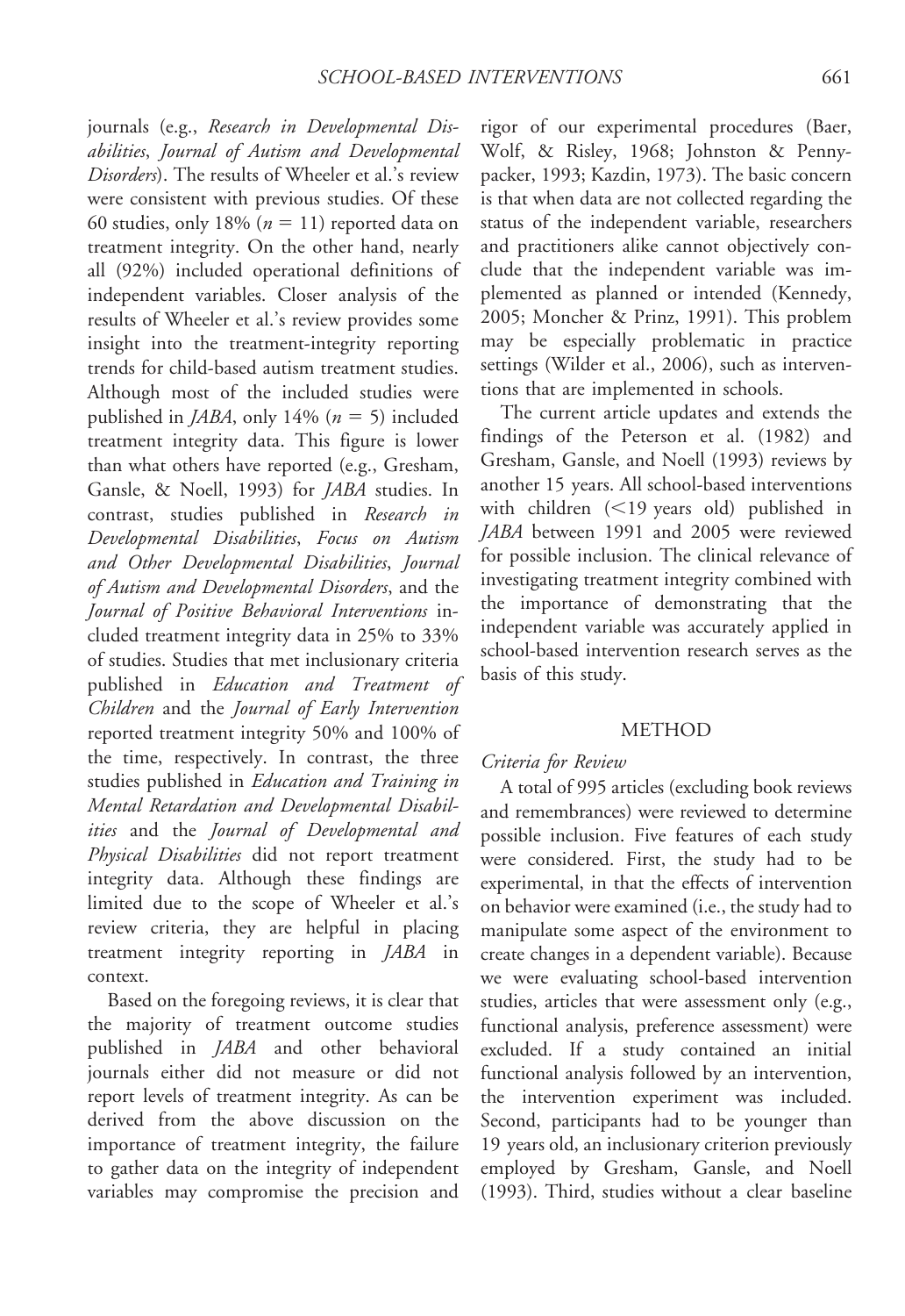journals (e.g., *Research in Developmental Disabilities*, *Journal of Autism and Developmental Disorders*). The results of Wheeler et al.'s review were consistent with previous studies. Of these 60 studies, only 18% ($n = 11$) reported data on treatment integrity. On the other hand, nearly all (92%) included operational definitions of independent variables. Closer analysis of the results of Wheeler et al.'s review provides some insight into the treatment-integrity reporting trends for child-based autism treatment studies. Although most of the included studies were published in *JABA*, only 14% ($n = 5$) included treatment integrity data. This figure is lower than what others have reported (e.g., Gresham, Gansle, & Noell, 1993) for *JABA* studies. In contrast, studies published in *Research in Developmental Disabilities*, *Focus on Autism and Other Developmental Disabilities*, *Journal of Autism and Developmental Disorders*, and the *Journal of Positive Behavioral Interventions* included treatment integrity data in 25% to 33% of studies. Studies that met inclusionary criteria published in *Education and Treatment of Children* and the *Journal of Early Intervention* reported treatment integrity 50% and 100% of the time, respectively. In contrast, the three studies published in *Education and Training in Mental Retardation and Developmental Disabilities* and the *Journal of Developmental and Physical Disabilities* did not report treatment integrity data. Although these findings are limited due to the scope of Wheeler et al.'s review criteria, they are helpful in placing treatment integrity reporting in *JABA* in context.

Based on the foregoing reviews, it is clear that the majority of treatment outcome studies published in *JABA* and other behavioral journals either did not measure or did not report levels of treatment integrity. As can be derived from the above discussion on the importance of treatment integrity, the failure to gather data on the integrity of independent variables may compromise the precision and rigor of our experimental procedures (Baer, Wolf, & Risley, 1968; Johnston & Pennypacker, 1993; Kazdin, 1973). The basic concern is that when data are not collected regarding the status of the independent variable, researchers and practitioners alike cannot objectively conclude that the independent variable was implemented as planned or intended (Kennedy, 2005; Moncher & Prinz, 1991). This problem may be especially problematic in practice settings (Wilder et al., 2006), such as interventions that are implemented in schools.

The current article updates and extends the findings of the Peterson et al. (1982) and Gresham, Gansle, and Noell (1993) reviews by another 15 years. All school-based interventions with children (<19 years old) published in *JABA* between 1991 and 2005 were reviewed for possible inclusion. The clinical relevance of investigating treatment integrity combined with the importance of demonstrating that the independent variable was accurately applied in school-based intervention research serves as the basis of this study.

## METHOD

### *Criteria for Review*

A total of 995 articles (excluding book reviews and remembrances) were reviewed to determine possible inclusion. Five features of each study were considered. First, the study had to be experimental, in that the effects of intervention on behavior were examined (i.e., the study had to manipulate some aspect of the environment to create changes in a dependent variable). Because we were evaluating school-based intervention studies, articles that were assessment only (e.g., functional analysis, preference assessment) were excluded. If a study contained an initial functional analysis followed by an intervention, the intervention experiment was included. Second, participants had to be younger than 19 years old, an inclusionary criterion previously employed by Gresham, Gansle, and Noell (1993). Third, studies without a clear baseline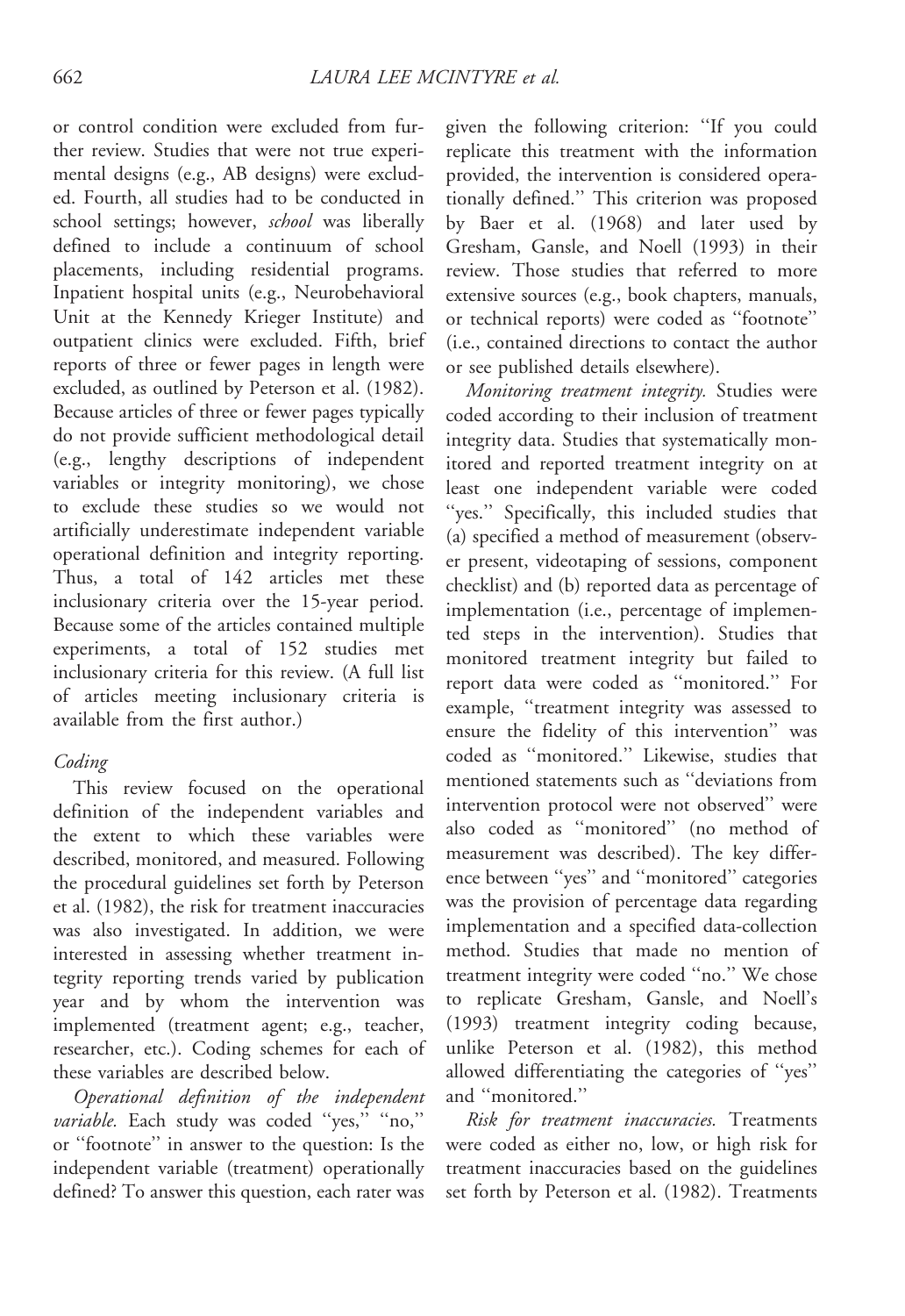or control condition were excluded from further review. Studies that were not true experimental designs (e.g., AB designs) were excluded. Fourth, all studies had to be conducted in school settings; however, *school* was liberally defined to include a continuum of school placements, including residential programs. Inpatient hospital units (e.g., Neurobehavioral Unit at the Kennedy Krieger Institute) and outpatient clinics were excluded. Fifth, brief reports of three or fewer pages in length were excluded, as outlined by Peterson et al. (1982). Because articles of three or fewer pages typically do not provide sufficient methodological detail (e.g., lengthy descriptions of independent variables or integrity monitoring), we chose to exclude these studies so we would not artificially underestimate independent variable operational definition and integrity reporting. Thus, a total of 142 articles met these inclusionary criteria over the 15-year period. Because some of the articles contained multiple experiments, a total of 152 studies met inclusionary criteria for this review. (A full list of articles meeting inclusionary criteria is available from the first author.)

### *Coding*

This review focused on the operational definition of the independent variables and the extent to which these variables were described, monitored, and measured. Following the procedural guidelines set forth by Peterson et al. (1982), the risk for treatment inaccuracies was also investigated. In addition, we were interested in assessing whether treatment integrity reporting trends varied by publication year and by whom the intervention was implemented (treatment agent; e.g., teacher, researcher, etc.). Coding schemes for each of these variables are described below.

*Operational definition of the independent variable.* Each study was coded "yes," "no," or "footnote" in answer to the question: Is the independent variable (treatment) operationally defined? To answer this question, each rater was given the following criterion: "If you could replicate this treatment with the information provided, the intervention is considered operationally defined." This criterion was proposed by Baer et al. (1968) and later used by Gresham, Gansle, and Noell (1993) in their review. Those studies that referred to more extensive sources (e.g., book chapters, manuals, or technical reports) were coded as "footnote" (i.e., contained directions to contact the author or see published details elsewhere).

*Monitoring treatment integrity.* Studies were coded according to their inclusion of treatment integrity data. Studies that systematically monitored and reported treatment integrity on at least one independent variable were coded "yes." Specifically, this included studies that (a) specified a method of measurement (observer present, videotaping of sessions, component checklist) and (b) reported data as percentage of implementation (i.e., percentage of implemented steps in the intervention). Studies that monitored treatment integrity but failed to report data were coded as "monitored." For example, "treatment integrity was assessed to ensure the fidelity of this intervention" was coded as "monitored." Likewise, studies that mentioned statements such as "deviations from intervention protocol were not observed" were also coded as "monitored" (no method of measurement was described). The key difference between "yes" and "monitored" categories was the provision of percentage data regarding implementation and a specified data-collection method. Studies that made no mention of treatment integrity were coded "no." We chose to replicate Gresham, Gansle, and Noell's (1993) treatment integrity coding because, unlike Peterson et al. (1982), this method allowed differentiating the categories of "yes" and "monitored."

*Risk for treatment inaccuracies.* Treatments were coded as either no, low, or high risk for treatment inaccuracies based on the guidelines set forth by Peterson et al. (1982). Treatments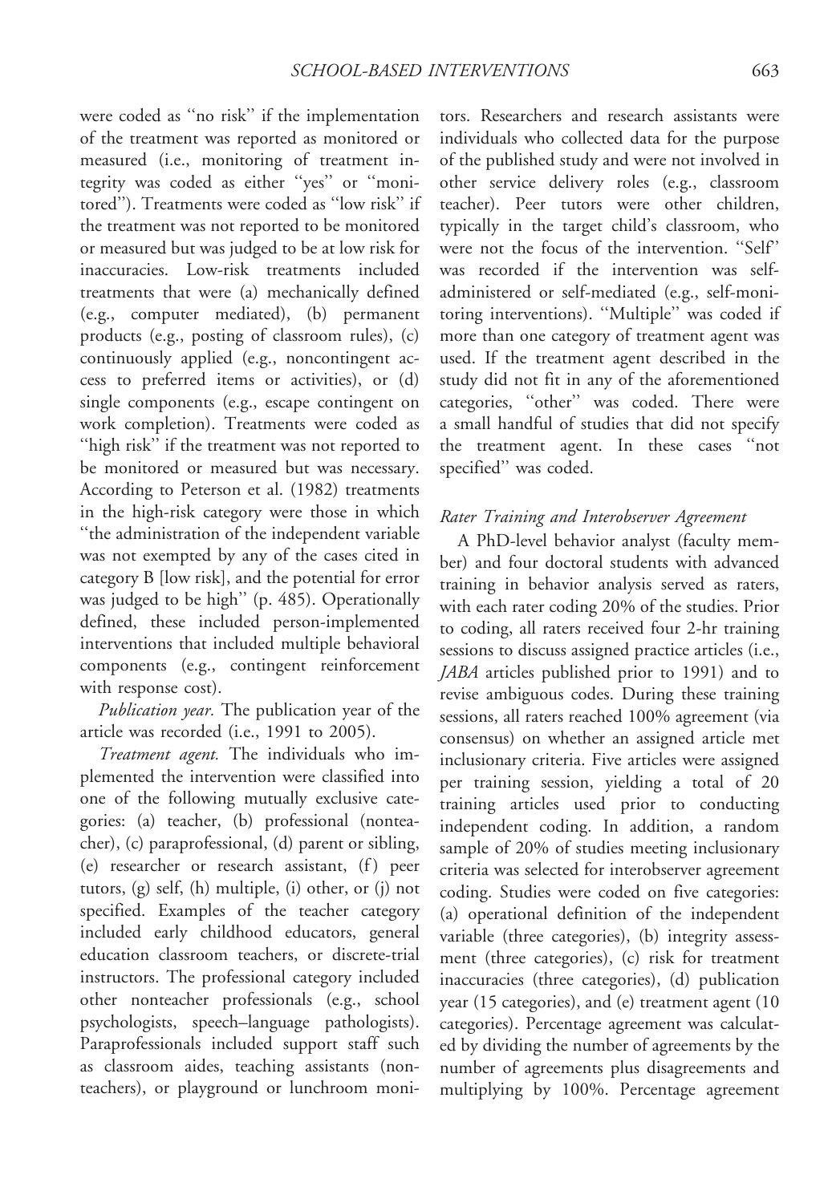were coded as ''no risk'' if the implementation of the treatment was reported as monitored or measured (i.e., monitoring of treatment integrity was coded as either ''yes'' or ''monitored''). Treatments were coded as ''low risk'' if the treatment was not reported to be monitored or measured but was judged to be at low risk for inaccuracies. Low-risk treatments included treatments that were (a) mechanically defined (e.g., computer mediated), (b) permanent products (e.g., posting of classroom rules), (c) continuously applied (e.g., noncontingent access to preferred items or activities), or (d) single components (e.g., escape contingent on work completion). Treatments were coded as ''high risk'' if the treatment was not reported to be monitored or measured but was necessary. According to Peterson et al. (1982) treatments in the high-risk category were those in which ''the administration of the independent variable was not exempted by any of the cases cited in category B [low risk], and the potential for error was judged to be high'' (p. 485). Operationally defined, these included person-implemented interventions that included multiple behavioral components (e.g., contingent reinforcement with response cost).

*Publication year.* The publication year of the article was recorded (i.e., 1991 to 2005).

*Treatment agent.* The individuals who implemented the intervention were classified into one of the following mutually exclusive categories: (a) teacher, (b) professional (nonteacher), (c) paraprofessional, (d) parent or sibling, (e) researcher or research assistant, (f) peer tutors, (g) self, (h) multiple, (i) other, or (j) not specified. Examples of the teacher category included early childhood educators, general education classroom teachers, or discrete-trial instructors. The professional category included other nonteacher professionals (e.g., school psychologists, speech–language pathologists). Paraprofessionals included support staff such as classroom aides, teaching assistants (nonteachers), or playground or lunchroom monitors. Researchers and research assistants were individuals who collected data for the purpose of the published study and were not involved in other service delivery roles (e.g., classroom teacher). Peer tutors were other children, typically in the target child's classroom, who were not the focus of the intervention. ''Self'' was recorded if the intervention was self-administered or self-mediated (e.g., self-monitoring interventions). ''Multiple'' was coded if more than one category of treatment agent was used. If the treatment agent described in the study did not fit in any of the aforementioned categories, ''other'' was coded. There were a small handful of studies that did not specify the treatment agent. In these cases ''not specified'' was coded.

### *Rater Training and Interobserver Agreement*

A PhD-level behavior analyst (faculty member) and four doctoral students with advanced training in behavior analysis served as raters, with each rater coding 20% of the studies. Prior to coding, all raters received four 2-hr training sessions to discuss assigned practice articles (i.e., *JABA* articles published prior to 1991) and to revise ambiguous codes. During these training sessions, all raters reached 100% agreement (via consensus) on whether an assigned article met inclusionary criteria. Five articles were assigned per training session, yielding a total of 20 training articles used prior to conducting independent coding. In addition, a random sample of 20% of studies meeting inclusionary criteria was selected for interobserver agreement coding. Studies were coded on five categories: (a) operational definition of the independent variable (three categories), (b) integrity assessment (three categories), (c) risk for treatment inaccuracies (three categories), (d) publication year (15 categories), and (e) treatment agent (10 categories). Percentage agreement was calculated by dividing the number of agreements by the number of agreements plus disagreements and multiplying by 100%. Percentage agreement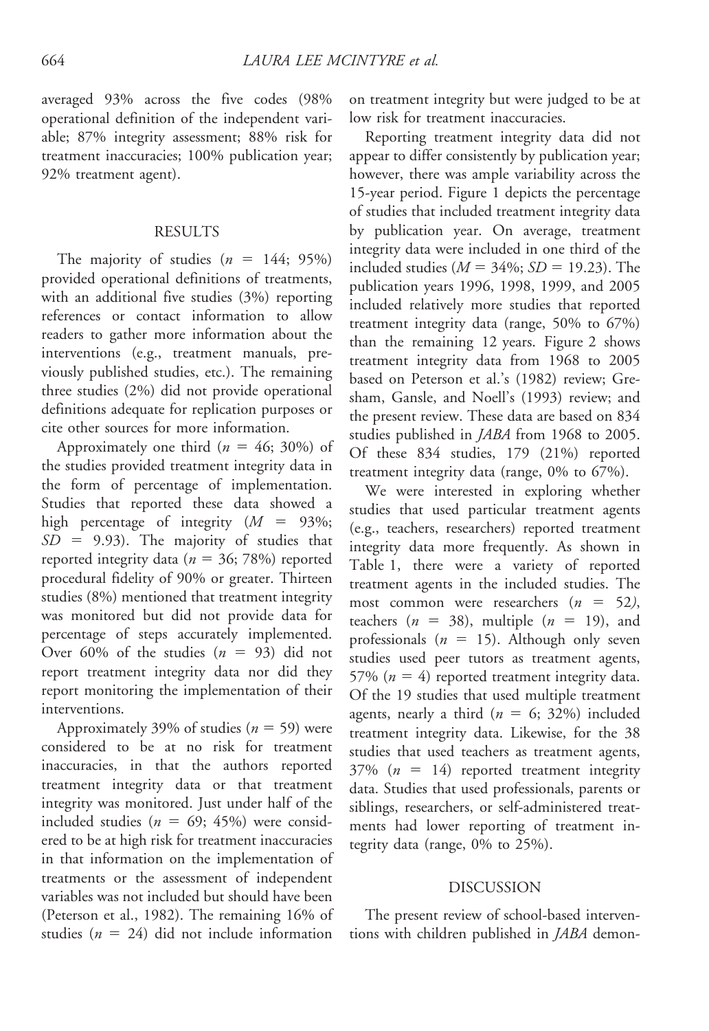averaged 93% across the five codes (98% operational definition of the independent variable; 87% integrity assessment; 88% risk for treatment inaccuracies; 100% publication year; 92% treatment agent).

## RESULTS

The majority of studies ($n$ = 144; 95%) provided operational definitions of treatments, with an additional five studies (3%) reporting references or contact information to allow readers to gather more information about the interventions (e.g., treatment manuals, previously published studies, etc.). The remaining three studies (2%) did not provide operational definitions adequate for replication purposes or cite other sources for more information.

Approximately one third ($n$ = 46; 30%) of the studies provided treatment integrity data in the form of percentage of implementation. Studies that reported these data showed a high percentage of integrity ($M$ = 93%; $SD$ = 9.93). The majority of studies that reported integrity data ($n$ = 36; 78%) reported procedural fidelity of 90% or greater. Thirteen studies (8%) mentioned that treatment integrity was monitored but did not provide data for percentage of steps accurately implemented. Over 60% of the studies ($n$ = 93) did not report treatment integrity data nor did they report monitoring the implementation of their interventions.

Approximately 39% of studies ($n$ = 59) were considered to be at no risk for treatment inaccuracies, in that the authors reported treatment integrity data or that treatment integrity was monitored. Just under half of the included studies ($n$ = 69; 45%) were considered to be at high risk for treatment inaccuracies in that information on the implementation of treatments or the assessment of independent variables was not included but should have been (Peterson et al., 1982). The remaining 16% of studies ($n$ = 24) did not include information on treatment integrity but were judged to be at low risk for treatment inaccuracies.

Reporting treatment integrity data did not appear to differ consistently by publication year; however, there was ample variability across the 15-year period. Figure 1 depicts the percentage of studies that included treatment integrity data by publication year. On average, treatment integrity data were included in one third of the included studies ($M$ = 34%; $SD$ = 19.23). The publication years 1996, 1998, 1999, and 2005 included relatively more studies that reported treatment integrity data (range, 50% to 67%) than the remaining 12 years. Figure 2 shows treatment integrity data from 1968 to 2005 based on Peterson et al.'s (1982) review; Gresham, Gansle, and Noell's (1993) review; and the present review. These data are based on 834 studies published in *JABA* from 1968 to 2005. Of these 834 studies, 179 (21%) reported treatment integrity data (range, 0% to 67%).

We were interested in exploring whether studies that used particular treatment agents (e.g., teachers, researchers) reported treatment integrity data more frequently. As shown in Table 1, there were a variety of reported treatment agents in the included studies. The most common were researchers ($n$ = 52), teachers ($n$ = 38), multiple ($n$ = 19), and professionals ($n$ = 15). Although only seven studies used peer tutors as treatment agents, 57% ($n$ = 4) reported treatment integrity data. Of the 19 studies that used multiple treatment agents, nearly a third ($n$ = 6; 32%) included treatment integrity data. Likewise, for the 38 studies that used teachers as treatment agents, 37% ($n$ = 14) reported treatment integrity data. Studies that used professionals, parents or siblings, researchers, or self-administered treatments had lower reporting of treatment integrity data (range, 0% to 25%).

## DISCUSSION

The present review of school-based interventions with children published in *JABA* demon-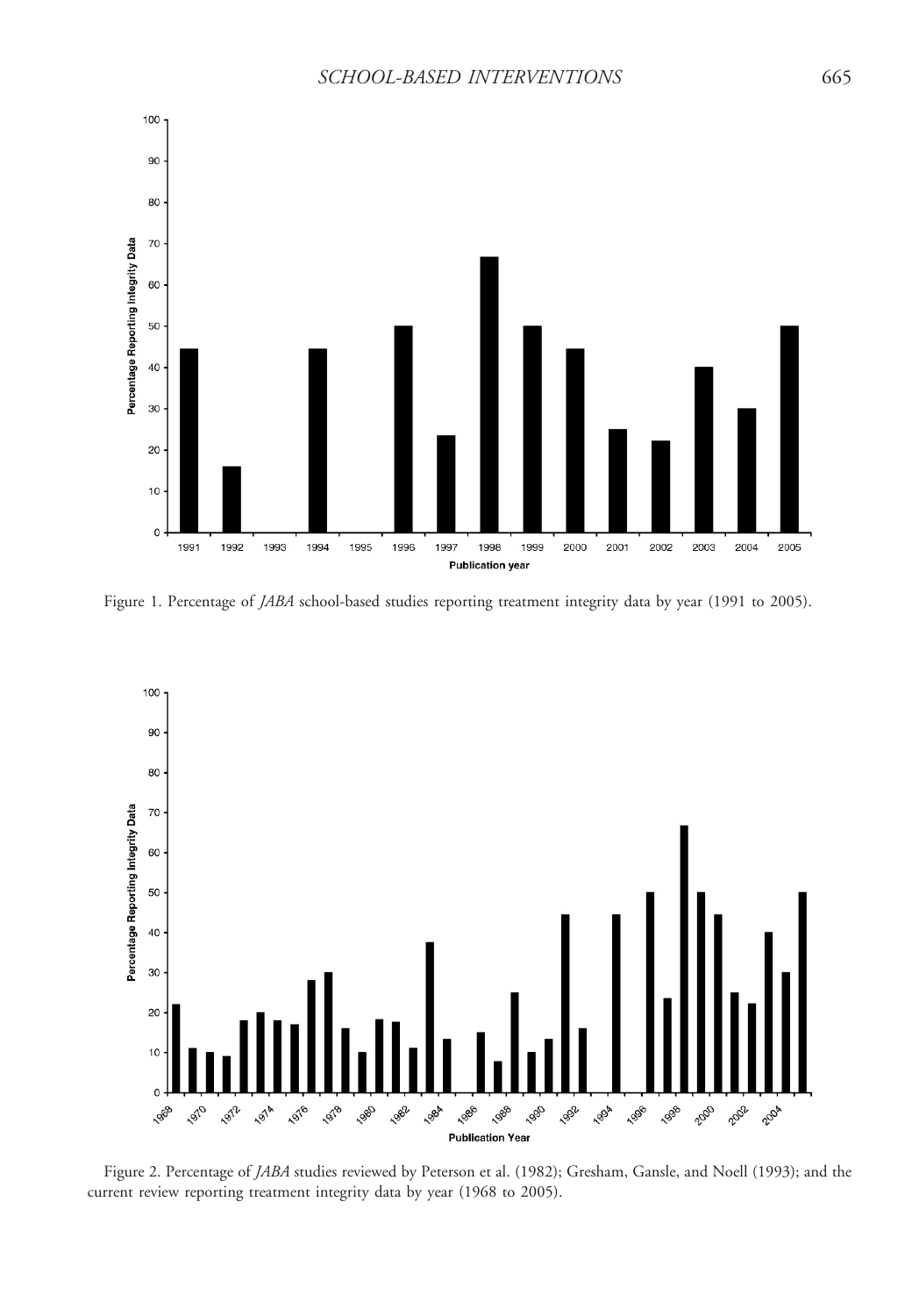Figure 1. Percentage of *JABA* school-based studies reporting treatment integrity data by year (1991 to 2005).

Figure 2. Percentage of *JABA* studies reviewed by Peterson et al. (1982); Gresham, Gansle, and Noell (1993); and the current review reporting treatment integrity data by year (1968 to 2005).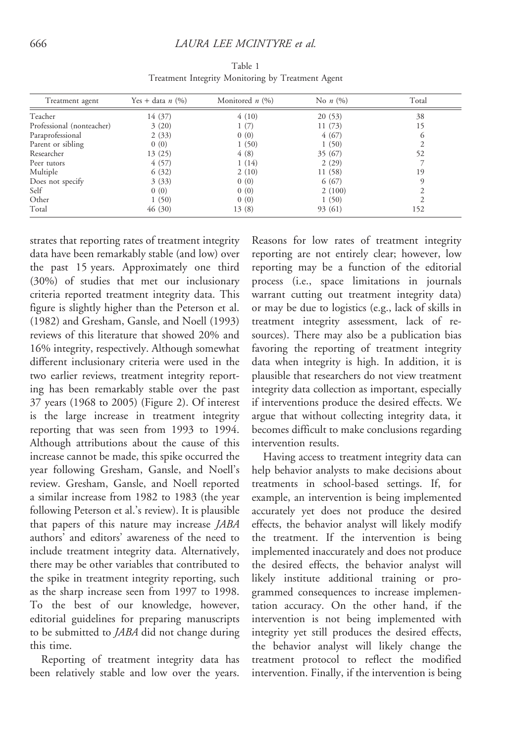Table 1
Treatment Integrity Monitoring by Treatment Agent

| Treatment agent | Yes + data *n* (%) | Monitored *n* (%) | No *n* (%) | Total |
|---|---|---|---|---|
| Teacher | 14 (37) | 4 (10) | 20 (53) | 38 |
| Professional (nonteacher) | 3 (20) | 1 (7) | 11 (73) | 15 |
| Paraprofessional | 2 (33) | 0 (0) | 4 (67) | 6 |
| Parent or sibling | 0 (0) | 1 (50) | 1 (50) | 2 |
| Researcher | 13 (25) | 4 (8) | 35 (67) | 52 |
| Peer tutors | 4 (57) | 1 (14) | 2 (29) | 7 |
| Multiple | 6 (32) | 2 (10) | 11 (58) | 19 |
| Does not specify | 3 (33) | 0 (0) | 6 (67) | 9 |
| Self | 0 (0) | 0 (0) | 2 (100) | 2 |
| Other | 1 (50) | 0 (0) | 1 (50) | 2 |
| Total | 46 (30) | 13 (8) | 93 (61) | 152 |

strates that reporting rates of treatment integrity data have been remarkably stable (and low) over the past 15 years. Approximately one third (30%) of studies that met our inclusionary criteria reported treatment integrity data. This figure is slightly higher than the Peterson et al. (1982) and Gresham, Gansle, and Noell (1993) reviews of this literature that showed 20% and 16% integrity, respectively. Although somewhat different inclusionary criteria were used in the two earlier reviews, treatment integrity reporting has been remarkably stable over the past 37 years (1968 to 2005) (Figure 2). Of interest is the large increase in treatment integrity reporting that was seen from 1993 to 1994. Although attributions about the cause of this increase cannot be made, this spike occurred the year following Gresham, Gansle, and Noell's review. Gresham, Gansle, and Noell reported a similar increase from 1982 to 1983 (the year following Peterson et al.'s review). It is plausible that papers of this nature may increase *JABA* authors' and editors' awareness of the need to include treatment integrity data. Alternatively, there may be other variables that contributed to the spike in treatment integrity reporting, such as the sharp increase seen from 1997 to 1998. To the best of our knowledge, however, editorial guidelines for preparing manuscripts to be submitted to *JABA* did not change during this time.

Reporting of treatment integrity data has been relatively stable and low over the years. Reasons for low rates of treatment integrity reporting are not entirely clear; however, low reporting may be a function of the editorial process (i.e., space limitations in journals warrant cutting out treatment integrity data) or may be due to logistics (e.g., lack of skills in treatment integrity assessment, lack of resources). There may also be a publication bias favoring the reporting of treatment integrity data when integrity is high. In addition, it is plausible that researchers do not view treatment integrity data collection as important, especially if interventions produce the desired effects. We argue that without collecting integrity data, it becomes difficult to make conclusions regarding intervention results.

Having access to treatment integrity data can help behavior analysts to make decisions about treatments in school-based settings. If, for example, an intervention is being implemented accurately yet does not produce the desired effects, the behavior analyst will likely modify the treatment. If the intervention is being implemented inaccurately and does not produce the desired effects, the behavior analyst will likely institute additional training or programmed consequences to increase implementation accuracy. On the other hand, if the intervention is not being implemented with integrity yet still produces the desired effects, the behavior analyst will likely change the treatment protocol to reflect the modified intervention. Finally, if the intervention is being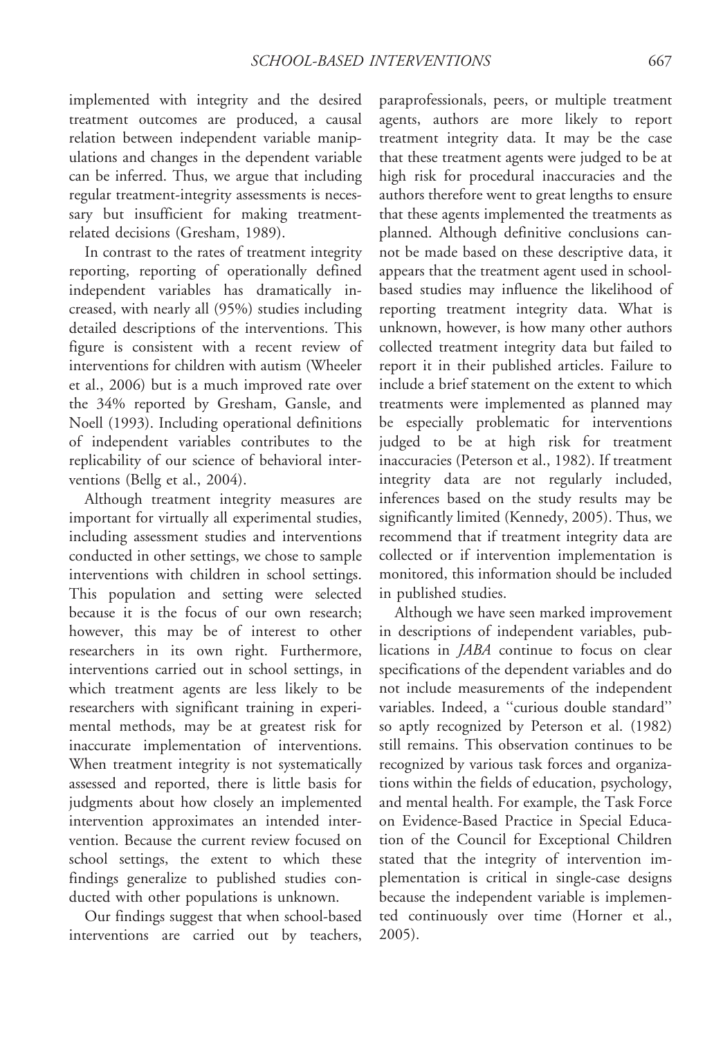implemented with integrity and the desired treatment outcomes are produced, a causal relation between independent variable manipulations and changes in the dependent variable can be inferred. Thus, we argue that including regular treatment-integrity assessments is necessary but insufficient for making treatment-related decisions (Gresham, 1989).

In contrast to the rates of treatment integrity reporting, reporting of operationally defined independent variables has dramatically increased, with nearly all (95%) studies including detailed descriptions of the interventions. This figure is consistent with a recent review of interventions for children with autism (Wheeler et al., 2006) but is a much improved rate over the 34% reported by Gresham, Gansle, and Noell (1993). Including operational definitions of independent variables contributes to the replicability of our science of behavioral interventions (Bellg et al., 2004).

Although treatment integrity measures are important for virtually all experimental studies, including assessment studies and interventions conducted in other settings, we chose to sample interventions with children in school settings. This population and setting were selected because it is the focus of our own research; however, this may be of interest to other researchers in its own right. Furthermore, interventions carried out in school settings, in which treatment agents are less likely to be researchers with significant training in experimental methods, may be at greatest risk for inaccurate implementation of interventions. When treatment integrity is not systematically assessed and reported, there is little basis for judgments about how closely an implemented intervention approximates an intended intervention. Because the current review focused on school settings, the extent to which these findings generalize to published studies conducted with other populations is unknown.

Our findings suggest that when school-based interventions are carried out by teachers, paraprofessionals, peers, or multiple treatment agents, authors are more likely to report treatment integrity data. It may be the case that these treatment agents were judged to be at high risk for procedural inaccuracies and the authors therefore went to great lengths to ensure that these agents implemented the treatments as planned. Although definitive conclusions cannot be made based on these descriptive data, it appears that the treatment agent used in school-based studies may influence the likelihood of reporting treatment integrity data. What is unknown, however, is how many other authors collected treatment integrity data but failed to report it in their published articles. Failure to include a brief statement on the extent to which treatments were implemented as planned may be especially problematic for interventions judged to be at high risk for treatment inaccuracies (Peterson et al., 1982). If treatment integrity data are not regularly included, inferences based on the study results may be significantly limited (Kennedy, 2005). Thus, we recommend that if treatment integrity data are collected or if intervention implementation is monitored, this information should be included in published studies.

Although we have seen marked improvement in descriptions of independent variables, publications in *JABA* continue to focus on clear specifications of the dependent variables and do not include measurements of the independent variables. Indeed, a ''curious double standard'' so aptly recognized by Peterson et al. (1982) still remains. This observation continues to be recognized by various task forces and organizations within the fields of education, psychology, and mental health. For example, the Task Force on Evidence-Based Practice in Special Education of the Council for Exceptional Children stated that the integrity of intervention implementation is critical in single-case designs because the independent variable is implemented continuously over time (Horner et al., 2005).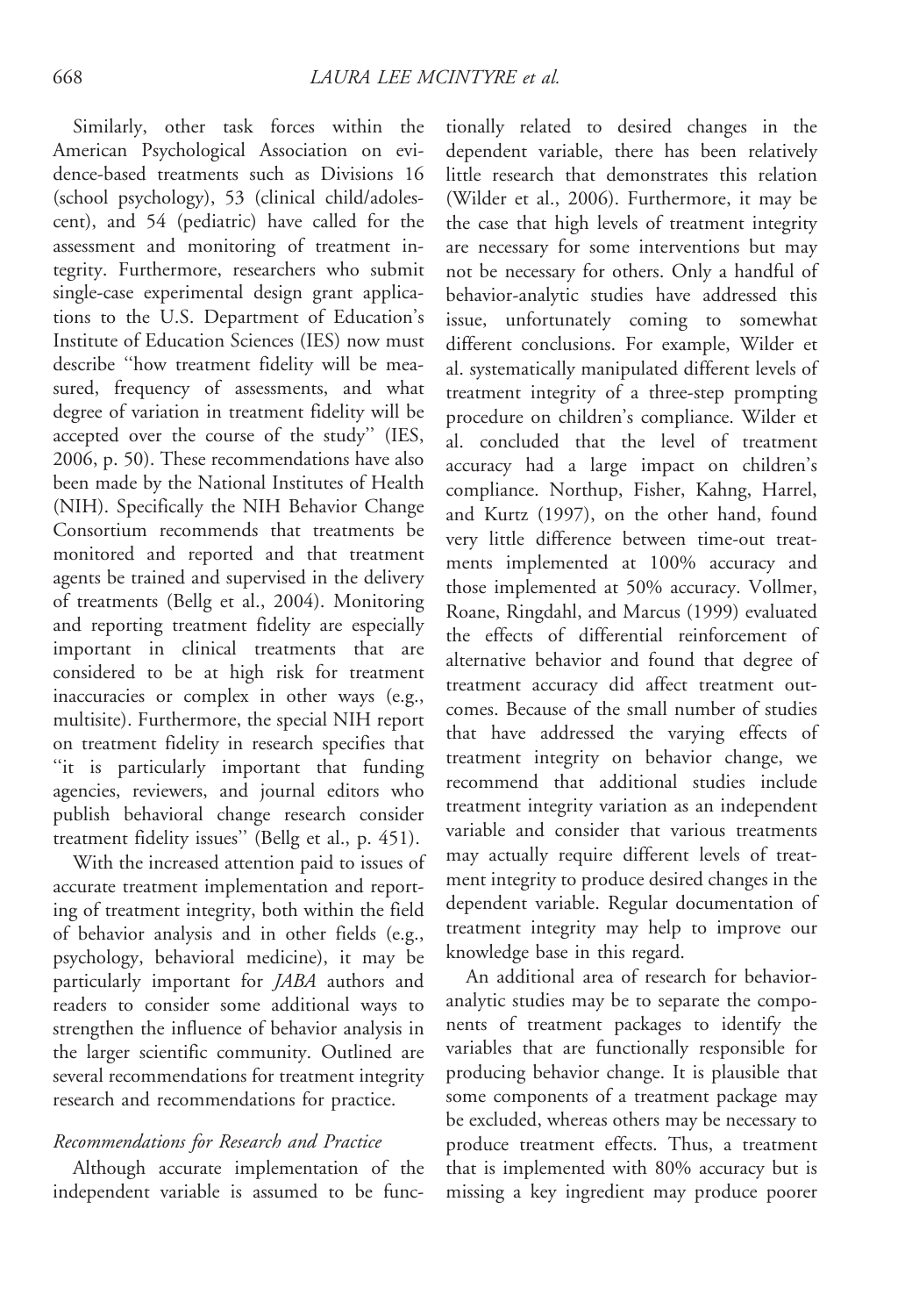Similarly, other task forces within the American Psychological Association on evidence-based treatments such as Divisions 16 (school psychology), 53 (clinical child/adolescent), and 54 (pediatric) have called for the assessment and monitoring of treatment integrity. Furthermore, researchers who submit single-case experimental design grant applications to the U.S. Department of Education's Institute of Education Sciences (IES) now must describe "how treatment fidelity will be measured, frequency of assessments, and what degree of variation in treatment fidelity will be accepted over the course of the study" (IES, 2006, p. 50). These recommendations have also been made by the National Institutes of Health (NIH). Specifically the NIH Behavior Change Consortium recommends that treatments be monitored and reported and that treatment agents be trained and supervised in the delivery of treatments (Bellg et al., 2004). Monitoring and reporting treatment fidelity are especially important in clinical treatments that are considered to be at high risk for treatment inaccuracies or complex in other ways (e.g., multisite). Furthermore, the special NIH report on treatment fidelity in research specifies that "it is particularly important that funding agencies, reviewers, and journal editors who publish behavioral change research consider treatment fidelity issues" (Bellg et al., p. 451).

With the increased attention paid to issues of accurate treatment implementation and reporting of treatment integrity, both within the field of behavior analysis and in other fields (e.g., psychology, behavioral medicine), it may be particularly important for *JABA* authors and readers to consider some additional ways to strengthen the influence of behavior analysis in the larger scientific community. Outlined are several recommendations for treatment integrity research and recommendations for practice.

### *Recommendations for Research and Practice*

Although accurate implementation of the independent variable is assumed to be functionally related to desired changes in the dependent variable, there has been relatively little research that demonstrates this relation (Wilder et al., 2006). Furthermore, it may be the case that high levels of treatment integrity are necessary for some interventions but may not be necessary for others. Only a handful of behavior-analytic studies have addressed this issue, unfortunately coming to somewhat different conclusions. For example, Wilder et al. systematically manipulated different levels of treatment integrity of a three-step prompting procedure on children's compliance. Wilder et al. concluded that the level of treatment accuracy had a large impact on children's compliance. Northup, Fisher, Kahng, Harrel, and Kurtz (1997), on the other hand, found very little difference between time-out treatments implemented at 100% accuracy and those implemented at 50% accuracy. Vollmer, Roane, Ringdahl, and Marcus (1999) evaluated the effects of differential reinforcement of alternative behavior and found that degree of treatment accuracy did affect treatment outcomes. Because of the small number of studies that have addressed the varying effects of treatment integrity on behavior change, we recommend that additional studies include treatment integrity variation as an independent variable and consider that various treatments may actually require different levels of treatment integrity to produce desired changes in the dependent variable. Regular documentation of treatment integrity may help to improve our knowledge base in this regard.

An additional area of research for behavior-analytic studies may be to separate the components of treatment packages to identify the variables that are functionally responsible for producing behavior change. It is plausible that some components of a treatment package may be excluded, whereas others may be necessary to produce treatment effects. Thus, a treatment that is implemented with 80% accuracy but is missing a key ingredient may produce poorer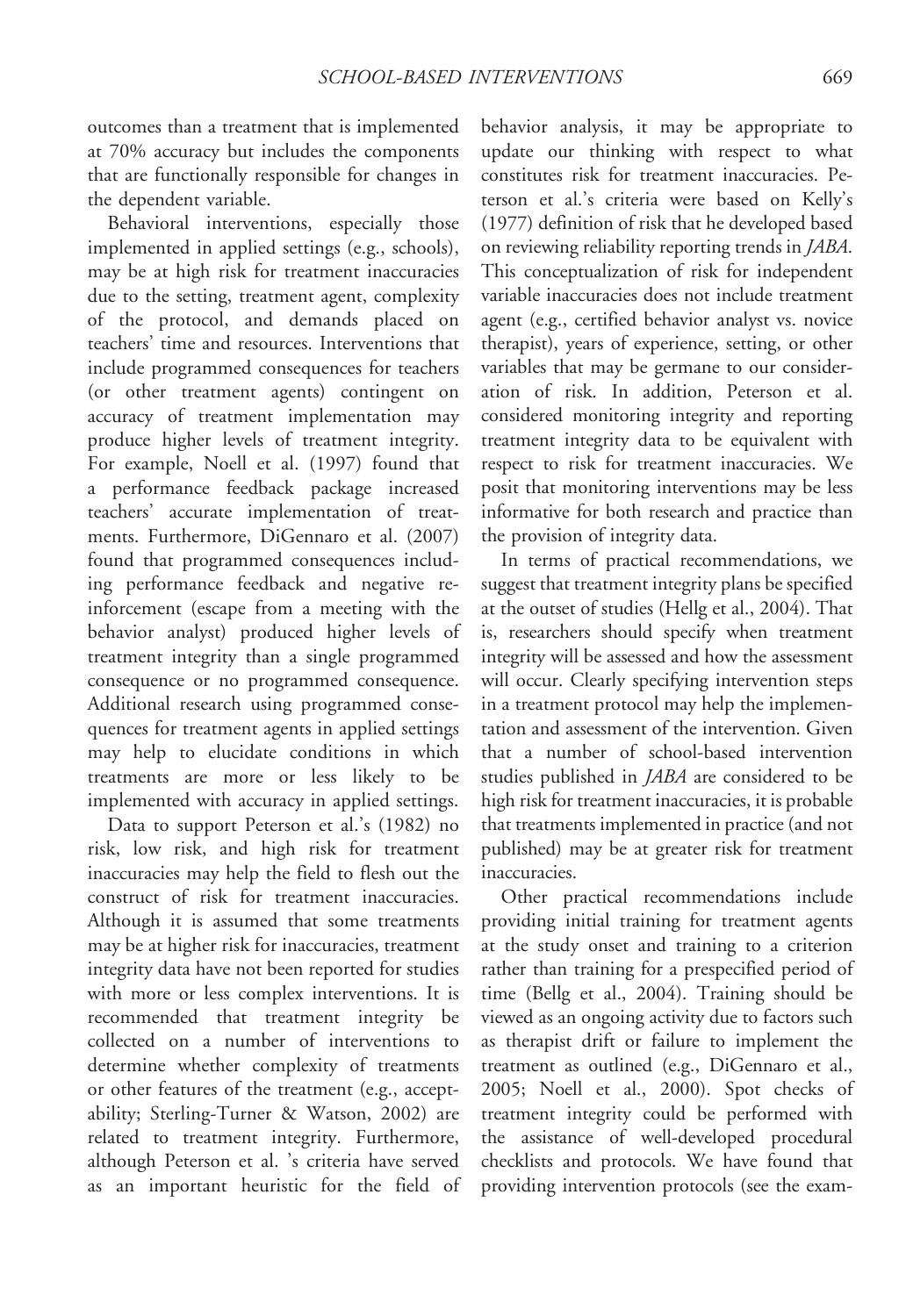outcomes than a treatment that is implemented at 70% accuracy but includes the components that are functionally responsible for changes in the dependent variable.

Behavioral interventions, especially those implemented in applied settings (e.g., schools), may be at high risk for treatment inaccuracies due to the setting, treatment agent, complexity of the protocol, and demands placed on teachers' time and resources. Interventions that include programmed consequences for teachers (or other treatment agents) contingent on accuracy of treatment implementation may produce higher levels of treatment integrity. For example, Noell et al. (1997) found that a performance feedback package increased teachers' accurate implementation of treatments. Furthermore, DiGennaro et al. (2007) found that programmed consequences including performance feedback and negative reinforcement (escape from a meeting with the behavior analyst) produced higher levels of treatment integrity than a single programmed consequence or no programmed consequence. Additional research using programmed consequences for treatment agents in applied settings may help to elucidate conditions in which treatments are more or less likely to be implemented with accuracy in applied settings.

Data to support Peterson et al.'s (1982) no risk, low risk, and high risk for treatment inaccuracies may help the field to flesh out the construct of risk for treatment inaccuracies. Although it is assumed that some treatments may be at higher risk for inaccuracies, treatment integrity data have not been reported for studies with more or less complex interventions. It is recommended that treatment integrity be collected on a number of interventions to determine whether complexity of treatments or other features of the treatment (e.g., acceptability; Sterling-Turner & Watson, 2002) are related to treatment integrity. Furthermore, although Peterson et al. 's criteria have served as an important heuristic for the field of behavior analysis, it may be appropriate to update our thinking with respect to what constitutes risk for treatment inaccuracies. Peterson et al.'s criteria were based on Kelly's (1977) definition of risk that he developed based on reviewing reliability reporting trends in *JABA*. This conceptualization of risk for independent variable inaccuracies does not include treatment agent (e.g., certified behavior analyst vs. novice therapist), years of experience, setting, or other variables that may be germane to our consideration of risk. In addition, Peterson et al. considered monitoring integrity and reporting treatment integrity data to be equivalent with respect to risk for treatment inaccuracies. We posit that monitoring interventions may be less informative for both research and practice than the provision of integrity data.

In terms of practical recommendations, we suggest that treatment integrity plans be specified at the outset of studies (Hellg et al., 2004). That is, researchers should specify when treatment integrity will be assessed and how the assessment will occur. Clearly specifying intervention steps in a treatment protocol may help the implementation and assessment of the intervention. Given that a number of school-based intervention studies published in *JABA* are considered to be high risk for treatment inaccuracies, it is probable that treatments implemented in practice (and not published) may be at greater risk for treatment inaccuracies.

Other practical recommendations include providing initial training for treatment agents at the study onset and training to a criterion rather than training for a prespecified period of time (Bellg et al., 2004). Training should be viewed as an ongoing activity due to factors such as therapist drift or failure to implement the treatment as outlined (e.g., DiGennaro et al., 2005; Noell et al., 2000). Spot checks of treatment integrity could be performed with the assistance of well-developed procedural checklists and protocols. We have found that providing intervention protocols (see the exam-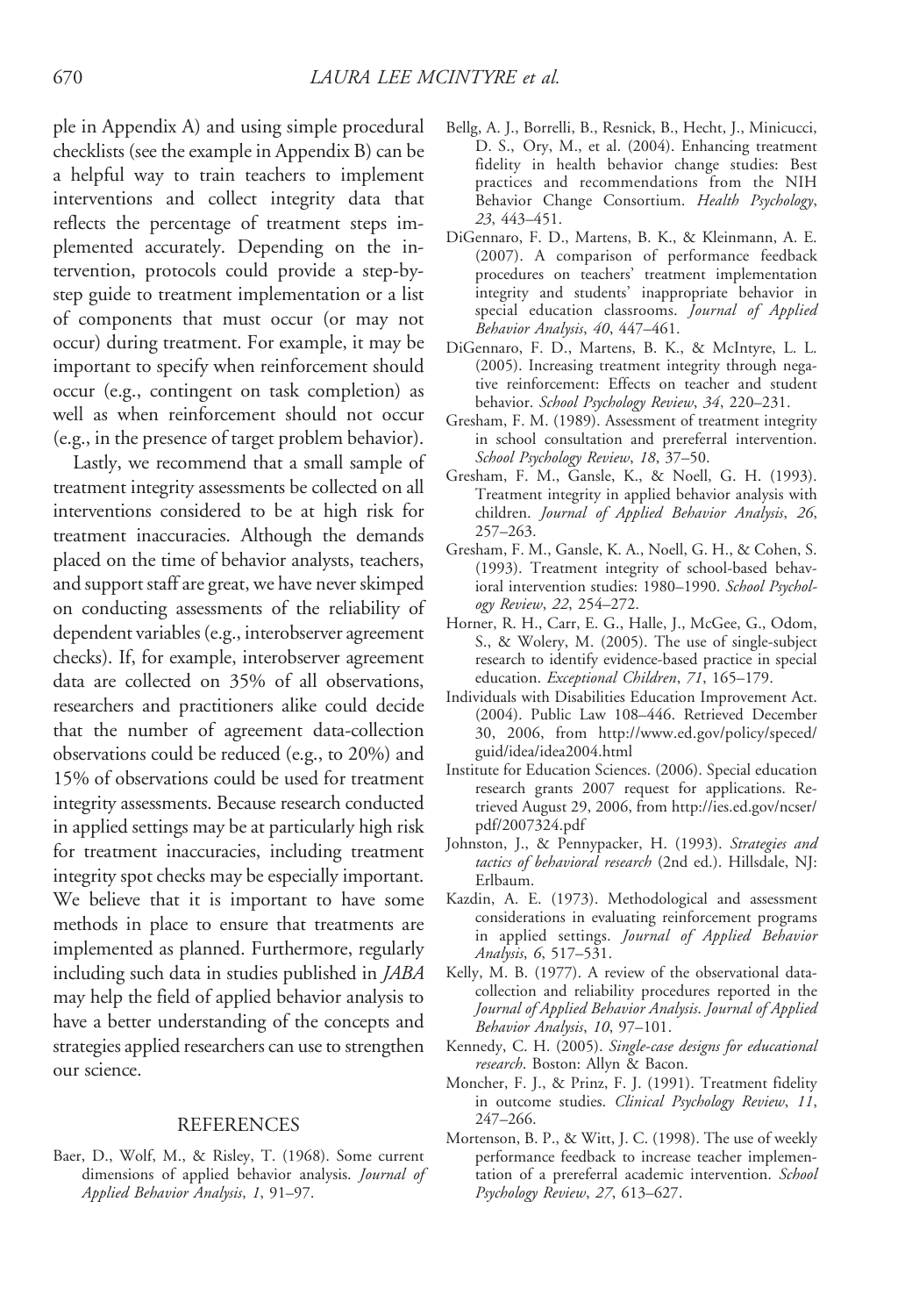ple in Appendix A) and using simple procedural checklists (see the example in Appendix B) can be a helpful way to train teachers to implement interventions and collect integrity data that reflects the percentage of treatment steps implemented accurately. Depending on the intervention, protocols could provide a step-by-step guide to treatment implementation or a list of components that must occur (or may not occur) during treatment. For example, it may be important to specify when reinforcement should occur (e.g., contingent on task completion) as well as when reinforcement should not occur (e.g., in the presence of target problem behavior).

Lastly, we recommend that a small sample of treatment integrity assessments be collected on all interventions considered to be at high risk for treatment inaccuracies. Although the demands placed on the time of behavior analysts, teachers, and support staff are great, we have never skimped on conducting assessments of the reliability of dependent variables (e.g., interobserver agreement checks). If, for example, interobserver agreement data are collected on 35% of all observations, researchers and practitioners alike could decide that the number of agreement data-collection observations could be reduced (e.g., to 20%) and 15% of observations could be used for treatment integrity assessments. Because research conducted in applied settings may be at particularly high risk for treatment inaccuracies, including treatment integrity spot checks may be especially important. We believe that it is important to have some methods in place to ensure that treatments are implemented as planned. Furthermore, regularly including such data in studies published in *JABA* may help the field of applied behavior analysis to have a better understanding of the concepts and strategies applied researchers can use to strengthen our science.

## REFERENCES

Baer, D., Wolf, M., & Risley, T. (1968). Some current dimensions of applied behavior analysis. *Journal of Applied Behavior Analysis*, *1*, 91–97.

Bellg, A. J., Borrelli, B., Resnick, B., Hecht, J., Minicucci, D. S., Ory, M., et al. (2004). Enhancing treatment fidelity in health behavior change studies: Best practices and recommendations from the NIH Behavior Change Consortium. *Health Psychology*, *23*, 443–451.

DiGennaro, F. D., Martens, B. K., & Kleinmann, A. E. (2007). A comparison of performance feedback procedures on teachers' treatment implementation integrity and students' inappropriate behavior in special education classrooms. *Journal of Applied Behavior Analysis*, *40*, 447–461.

DiGennaro, F. D., Martens, B. K., & McIntyre, L. L. (2005). Increasing treatment integrity through negative reinforcement: Effects on teacher and student behavior. *School Psychology Review*, *34*, 220–231.

Gresham, F. M. (1989). Assessment of treatment integrity in school consultation and prereferral intervention. *School Psychology Review*, *18*, 37–50.

Gresham, F. M., Gansle, K., & Noell, G. H. (1993). Treatment integrity in applied behavior analysis with children. *Journal of Applied Behavior Analysis*, *26*, 257–263.

Gresham, F. M., Gansle, K. A., Noell, G. H., & Cohen, S. (1993). Treatment integrity of school-based behavioral intervention studies: 1980–1990. *School Psychology Review*, *22*, 254–272.

Horner, R. H., Carr, E. G., Halle, J., McGee, G., Odom, S., & Wolery, M. (2005). The use of single-subject research to identify evidence-based practice in special education. *Exceptional Children*, *71*, 165–179.

Individuals with Disabilities Education Improvement Act. (2004). Public Law 108–446. Retrieved December 30, 2006, from http://www.ed.gov/policy/speced/guid/idea/idea2004.html

Institute for Education Sciences. (2006). Special education research grants 2007 request for applications. Retrieved August 29, 2006, from http://ies.ed.gov/ncser/pdf/2007324.pdf

Johnston, J., & Pennypacker, H. (1993). *Strategies and tactics of behavioral research* (2nd ed.). Hillsdale, NJ: Erlbaum.

Kazdin, A. E. (1973). Methodological and assessment considerations in evaluating reinforcement programs in applied settings. *Journal of Applied Behavior Analysis*, *6*, 517–531.

Kelly, M. B. (1977). A review of the observational data-collection and reliability procedures reported in the *Journal of Applied Behavior Analysis*. *Journal of Applied Behavior Analysis*, *10*, 97–101.

Kennedy, C. H. (2005). *Single-case designs for educational research*. Boston: Allyn & Bacon.

Moncher, F. J., & Prinz, F. J. (1991). Treatment fidelity in outcome studies. *Clinical Psychology Review*, *11*, 247–266.

Mortenson, B. P., & Witt, J. C. (1998). The use of weekly performance feedback to increase teacher implementation of a prereferral academic intervention. *School Psychology Review*, *27*, 613–627.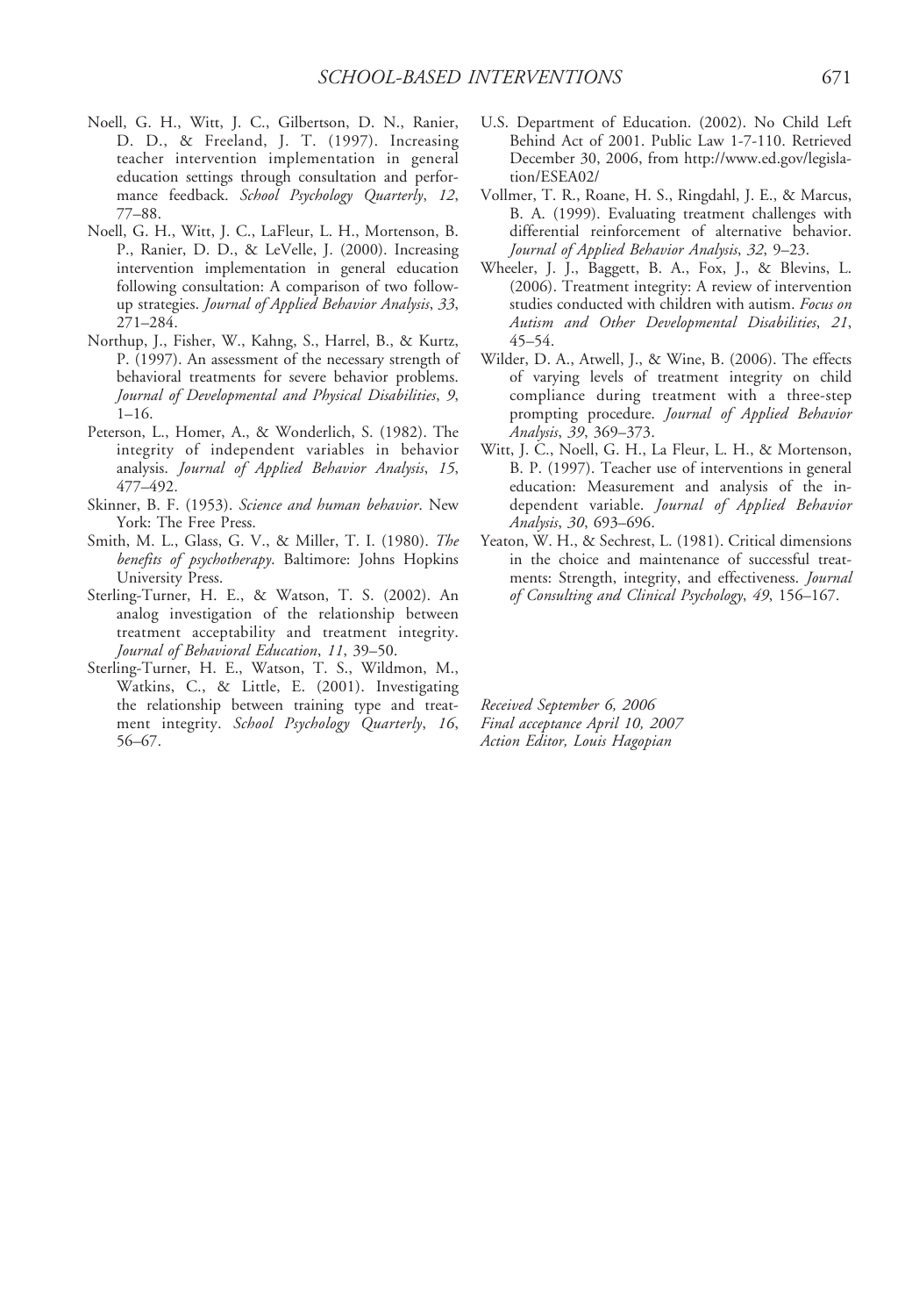Noell, G. H., Witt, J. C., Gilbertson, D. N., Ranier, D. D., & Freeland, J. T. (1997). Increasing teacher intervention implementation in general education settings through consultation and performance feedback. *School Psychology Quarterly*, *12*, 77–88.

Noell, G. H., Witt, J. C., LaFleur, L. H., Mortenson, B. P., Ranier, D. D., & LeVelle, J. (2000). Increasing intervention implementation in general education following consultation: A comparison of two follow-up strategies. *Journal of Applied Behavior Analysis*, *33*, 271–284.

Northup, J., Fisher, W., Kahng, S., Harrel, B., & Kurtz, P. (1997). An assessment of the necessary strength of behavioral treatments for severe behavior problems. *Journal of Developmental and Physical Disabilities*, *9*, 1–16.

Peterson, L., Homer, A., & Wonderlich, S. (1982). The integrity of independent variables in behavior analysis. *Journal of Applied Behavior Analysis*, *15*, 477–492.

Skinner, B. F. (1953). *Science and human behavior*. New York: The Free Press.

Smith, M. L., Glass, G. V., & Miller, T. I. (1980). *The benefits of psychotherapy*. Baltimore: Johns Hopkins University Press.

Sterling-Turner, H. E., & Watson, T. S. (2002). An analog investigation of the relationship between treatment acceptability and treatment integrity. *Journal of Behavioral Education*, *11*, 39–50.

Sterling-Turner, H. E., Watson, T. S., Wildmon, M., Watkins, C., & Little, E. (2001). Investigating the relationship between training type and treatment integrity. *School Psychology Quarterly*, *16*, 56–67.

U.S. Department of Education. (2002). No Child Left Behind Act of 2001. Public Law 1-7-110. Retrieved December 30, 2006, from http://www.ed.gov/legislation/ESEA02/

Vollmer, T. R., Roane, H. S., Ringdahl, J. E., & Marcus, B. A. (1999). Evaluating treatment challenges with differential reinforcement of alternative behavior. *Journal of Applied Behavior Analysis*, *32*, 9–23.

Wheeler, J. J., Baggett, B. A., Fox, J., & Blevins, L. (2006). Treatment integrity: A review of intervention studies conducted with children with autism. *Focus on Autism and Other Developmental Disabilities*, *21*, 45–54.

Wilder, D. A., Atwell, J., & Wine, B. (2006). The effects of varying levels of treatment integrity on child compliance during treatment with a three-step prompting procedure. *Journal of Applied Behavior Analysis*, *39*, 369–373.

Witt, J. C., Noell, G. H., La Fleur, L. H., & Mortenson, B. P. (1997). Teacher use of interventions in general education: Measurement and analysis of the independent variable. *Journal of Applied Behavior Analysis*, *30*, 693–696.

Yeaton, W. H., & Sechrest, L. (1981). Critical dimensions in the choice and maintenance of successful treatments: Strength, integrity, and effectiveness. *Journal of Consulting and Clinical Psychology*, *49*, 156–167.

*Received September 6, 2006*
*Final acceptance April 10, 2007*
*Action Editor, Louis Hagopian*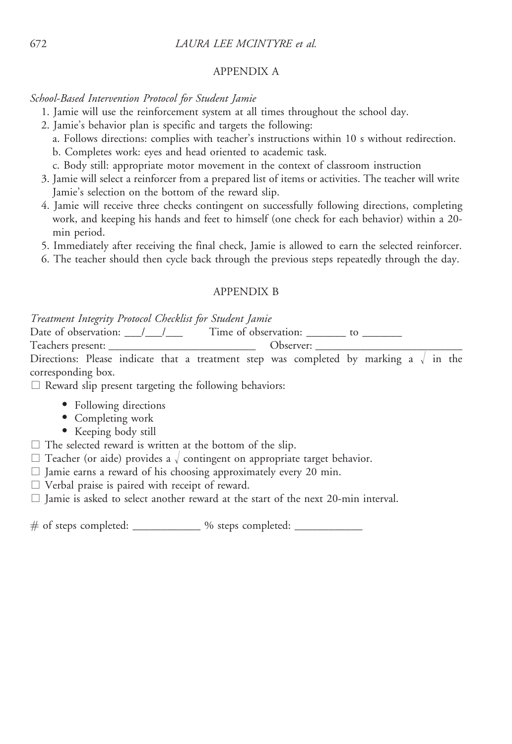## APPENDIX A

*School-Based Intervention Protocol for Student Jamie*

1. Jamie will use the reinforcement system at all times throughout the school day.
2. Jamie's behavior plan is specific and targets the following:
   a. Follows directions: complies with teacher's instructions within 10 s without redirection.
   b. Completes work: eyes and head oriented to academic task.
   c. Body still: appropriate motor movement in the context of classroom instruction
3. Jamie will select a reinforcer from a prepared list of items or activities. The teacher will write Jamie's selection on the bottom of the reward slip.
4. Jamie will receive three checks contingent on successfully following directions, completing work, and keeping his hands and feet to himself (one check for each behavior) within a 20-min period.
5. Immediately after receiving the final check, Jamie is allowed to earn the selected reinforcer.
6. The teacher should then cycle back through the previous steps repeatedly through the day.

## APPENDIX B

*Treatment Integrity Protocol Checklist for Student Jamie*

Date of observation: ___/___/___ Time of observation: _______ to _______

Teachers present: __________________________ Observer: __________________________

Directions: Please indicate that a treatment step was completed by marking a √ in the corresponding box.

☐ Reward slip present targeting the following behaviors:

- Following directions
- Completing work
- Keeping body still

☐ The selected reward is written at the bottom of the slip.

☐ Teacher (or aide) provides a √ contingent on appropriate target behavior.

☐ Jamie earns a reward of his choosing approximately every 20 min.

☐ Verbal praise is paired with receipt of reward.

☐ Jamie is asked to select another reward at the start of the next 20-min interval.

# of steps completed: ____________ % steps completed: ____________